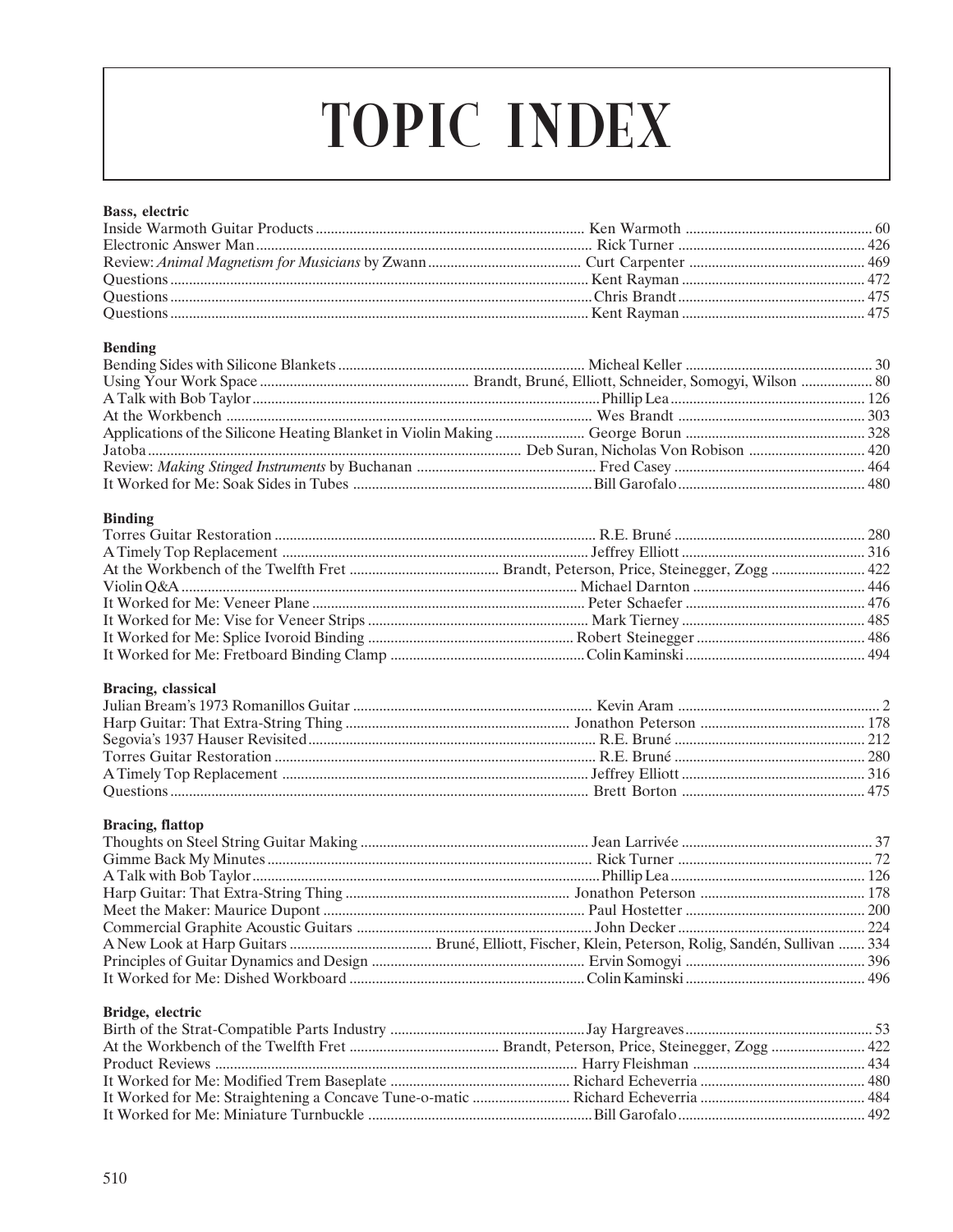# TOPIC INDEX

**Bass, electric**

| Title | Author | Page |
|---|---|---|
| Inside Warmoth Guitar Products | Ken Warmoth | 60 |
| Electronic Answer Man | Rick Turner | 426 |
| Review: *Animal Magnetism for Musicians* by Zwann | Curt Carpenter | 469 |
| Questions | Kent Rayman | 472 |
| Questions | Chris Brandt | 475 |
| Questions | Kent Rayman | 475 |

**Bending**

| Title | Author | Page |
|---|---|---|
| Bending Sides with Silicone Blankets | Micheal Keller | 30 |
| Using Your Work Space | Brandt, Bruné, Elliott, Schneider, Somogyi, Wilson | 80 |
| A Talk with Bob Taylor | Phillip Lea | 126 |
| At the Workbench | Wes Brandt | 303 |
| Applications of the Silicone Heating Blanket in Violin Making | George Borun | 328 |
| Jatoba | Deb Suran, Nicholas Von Robison | 420 |
| Review: *Making Stinged Instruments* by Buchanan | Fred Casey | 464 |
| It Worked for Me: Soak Sides in Tubes | Bill Garofalo | 480 |

**Binding**

| Title | Author | Page |
|---|---|---|
| Torres Guitar Restoration | R.E. Bruné | 280 |
| A Timely Top Replacement | Jeffrey Elliott | 316 |
| At the Workbench of the Twelfth Fret | Brandt, Peterson, Price, Steinegger, Zogg | 422 |
| Violin Q&A | Michael Darnton | 446 |
| It Worked for Me: Veneer Plane | Peter Schaefer | 476 |
| It Worked for Me: Vise for Veneer Strips | Mark Tierney | 485 |
| It Worked for Me: Splice Ivoroid Binding | Robert Steinegger | 486 |
| It Worked for Me: Fretboard Binding Clamp | Colin Kaminski | 494 |

**Bracing, classical**

| Title | Author | Page |
|---|---|---|
| Julian Bream's 1973 Romanillos Guitar | Kevin Aram | 2 |
| Harp Guitar: That Extra-String Thing | Jonathon Peterson | 178 |
| Segovia's 1937 Hauser Revisited | R.E. Bruné | 212 |
| Torres Guitar Restoration | R.E. Bruné | 280 |
| A Timely Top Replacement | Jeffrey Elliott | 316 |
| Questions | Brett Borton | 475 |

**Bracing, flattop**

| Title | Author | Page |
|---|---|---|
| Thoughts on Steel String Guitar Making | Jean Larrivée | 37 |
| Gimme Back My Minutes | Rick Turner | 72 |
| A Talk with Bob Taylor | Phillip Lea | 126 |
| Harp Guitar: That Extra-String Thing | Jonathon Peterson | 178 |
| Meet the Maker: Maurice Dupont | Paul Hostetter | 200 |
| Commercial Graphite Acoustic Guitars | John Decker | 224 |
| A New Look at Harp Guitars | Bruné, Elliott, Fischer, Klein, Peterson, Rolig, Sandén, Sullivan | 334 |
| Principles of Guitar Dynamics and Design | Ervin Somogyi | 396 |
| It Worked for Me: Dished Workboard | Colin Kaminski | 496 |

**Bridge, electric**

| Title | Author | Page |
|---|---|---|
| Birth of the Strat-Compatible Parts Industry | Jay Hargreaves | 53 |
| At the Workbench of the Twelfth Fret | Brandt, Peterson, Price, Steinegger, Zogg | 422 |
| Product Reviews | Harry Fleishman | 434 |
| It Worked for Me: Modified Trem Baseplate | Richard Echeverria | 480 |
| It Worked for Me: Straightening a Concave Tune-o-matic | Richard Echeverria | 484 |
| It Worked for Me: Miniature Turnbuckle | Bill Garofalo | 492 |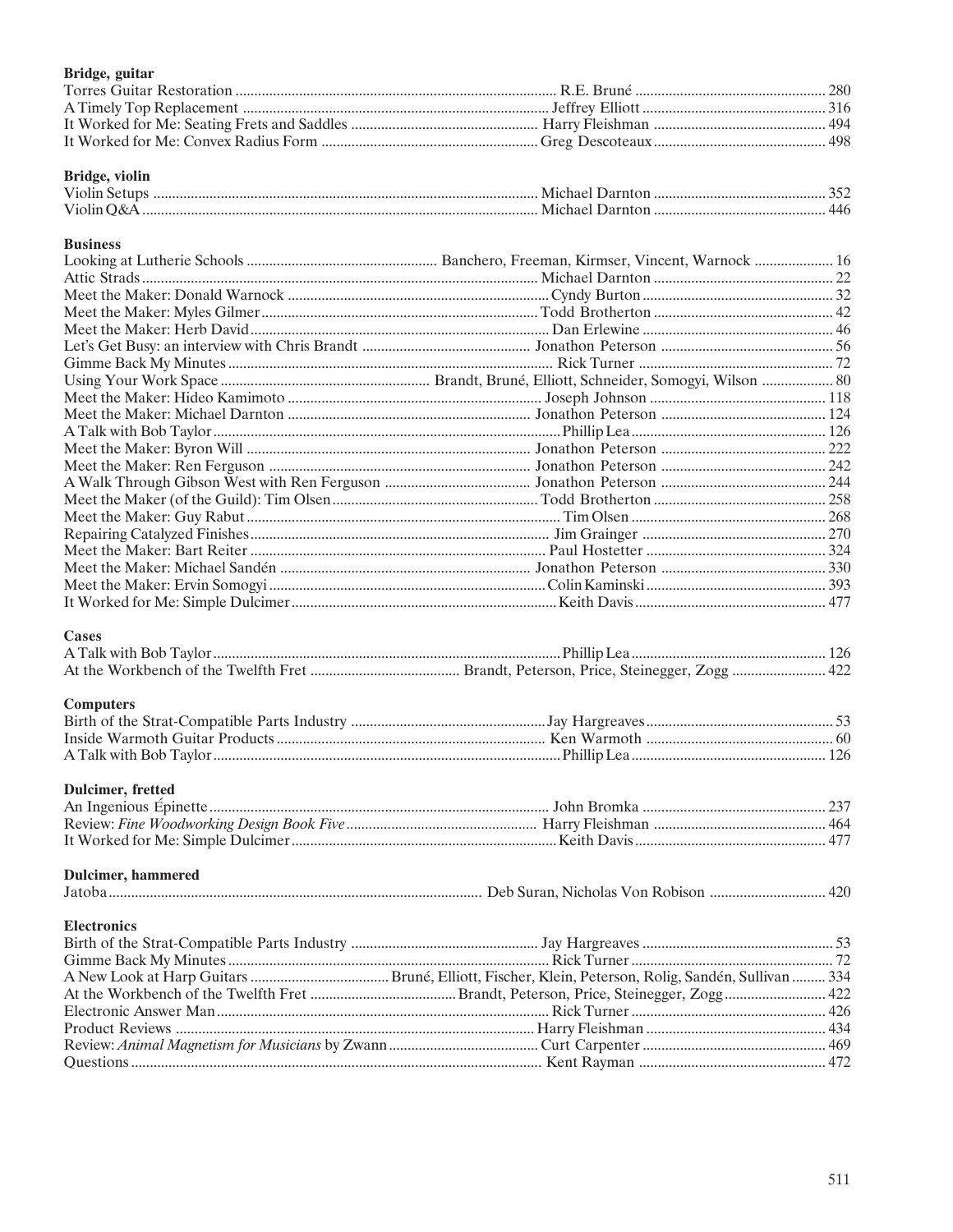**Bridge, guitar**

| | | |
|---|---|---|
| Torres Guitar Restoration | R.E. Bruné | 280 |
| A Timely Top Replacement | Jeffrey Elliott | 316 |
| It Worked for Me: Seating Frets and Saddles | Harry Fleishman | 494 |
| It Worked for Me: Convex Radius Form | Greg Descoteaux | 498 |

**Bridge, violin**

| | | |
|---|---|---|
| Violin Setups | Michael Darnton | 352 |
| Violin Q&A | Michael Darnton | 446 |

**Business**

| | | |
|---|---|---|
| Looking at Lutherie Schools | Banchero, Freeman, Kirmser, Vincent, Warnock | 16 |
| Attic Strads | Michael Darnton | 22 |
| Meet the Maker: Donald Warnock | Cyndy Burton | 32 |
| Meet the Maker: Myles Gilmer | Todd Brotherton | 42 |
| Meet the Maker: Herb David | Dan Erlewine | 46 |
| Let's Get Busy: an interview with Chris Brandt | Jonathon Peterson | 56 |
| Gimme Back My Minutes | Rick Turner | 72 |
| Using Your Work Space | Brandt, Bruné, Elliott, Schneider, Somogyi, Wilson | 80 |
| Meet the Maker: Hideo Kamimoto | Joseph Johnson | 118 |
| Meet the Maker: Michael Darnton | Jonathon Peterson | 124 |
| A Talk with Bob Taylor | Phillip Lea | 126 |
| Meet the Maker: Byron Will | Jonathon Peterson | 222 |
| Meet the Maker: Ren Ferguson | Jonathon Peterson | 242 |
| A Walk Through Gibson West with Ren Ferguson | Jonathon Peterson | 244 |
| Meet the Maker (of the Guild): Tim Olsen | Todd Brotherton | 258 |
| Meet the Maker: Guy Rabut | Tim Olsen | 268 |
| Repairing Catalyzed Finishes | Jim Grainger | 270 |
| Meet the Maker: Bart Reiter | Paul Hostetter | 324 |
| Meet the Maker: Michael Sandén | Jonathon Peterson | 330 |
| Meet the Maker: Ervin Somogyi | Colin Kaminski | 393 |
| It Worked for Me: Simple Dulcimer | Keith Davis | 477 |

**Cases**

| | | |
|---|---|---|
| A Talk with Bob Taylor | Phillip Lea | 126 |
| At the Workbench of the Twelfth Fret | Brandt, Peterson, Price, Steinegger, Zogg | 422 |

**Computers**

| | | |
|---|---|---|
| Birth of the Strat-Compatible Parts Industry | Jay Hargreaves | 53 |
| Inside Warmoth Guitar Products | Ken Warmoth | 60 |
| A Talk with Bob Taylor | Phillip Lea | 126 |

**Dulcimer, fretted**

| | | |
|---|---|---|
| An Ingenious Épinette | John Bromka | 237 |
| Review: *Fine Woodworking Design Book Five* | Harry Fleishman | 464 |
| It Worked for Me: Simple Dulcimer | Keith Davis | 477 |

**Dulcimer, hammered**

| | | |
|---|---|---|
| Jatoba | Deb Suran, Nicholas Von Robison | 420 |

**Electronics**

| | | |
|---|---|---|
| Birth of the Strat-Compatible Parts Industry | Jay Hargreaves | 53 |
| Gimme Back My Minutes | Rick Turner | 72 |
| A New Look at Harp Guitars | Bruné, Elliott, Fischer, Klein, Peterson, Rolig, Sandén, Sullivan | 334 |
| At the Workbench of the Twelfth Fret | Brandt, Peterson, Price, Steinegger, Zogg | 422 |
| Electronic Answer Man | Rick Turner | 426 |
| Product Reviews | Harry Fleishman | 434 |
| Review: *Animal Magnetism for Musicians* by Zwann | Curt Carpenter | 469 |
| Questions | Kent Rayman | 472 |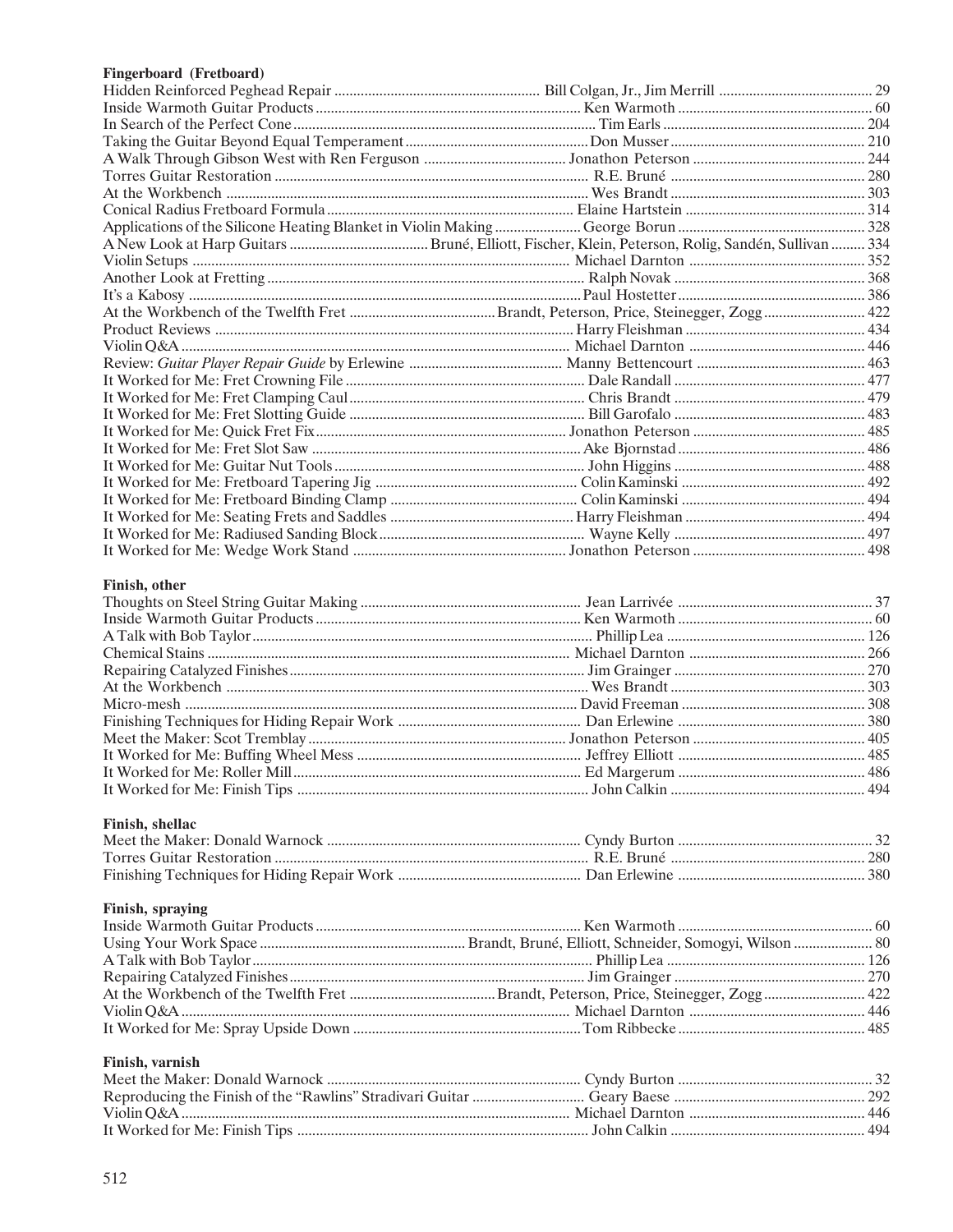**Fingerboard (Fretboard)**

| Title | Author | Page |
|---|---|---|
| Hidden Reinforced Peghead Repair | Bill Colgan, Jr., Jim Merrill | 29 |
| Inside Warmoth Guitar Products | Ken Warmoth | 60 |
| In Search of the Perfect Cone | Tim Earls | 204 |
| Taking the Guitar Beyond Equal Temperament | Don Musser | 210 |
| A Walk Through Gibson West with Ren Ferguson | Jonathon Peterson | 244 |
| Torres Guitar Restoration | R.E. Bruné | 280 |
| At the Workbench | Wes Brandt | 303 |
| Conical Radius Fretboard Formula | Elaine Hartstein | 314 |
| Applications of the Silicone Heating Blanket in Violin Making | George Borun | 328 |
| A New Look at Harp Guitars | Bruné, Elliott, Fischer, Klein, Peterson, Rolig, Sandén, Sullivan | 334 |
| Violin Setups | Michael Darnton | 352 |
| Another Look at Fretting | Ralph Novak | 368 |
| It's a Kabosy | Paul Hostetter | 386 |
| At the Workbench of the Twelfth Fret | Brandt, Peterson, Price, Steinegger, Zogg | 422 |
| Product Reviews | Harry Fleishman | 434 |
| Violin Q&A | Michael Darnton | 446 |
| Review: *Guitar Player Repair Guide* by Erlewine | Manny Bettencourt | 463 |
| It Worked for Me: Fret Crowning File | Dale Randall | 477 |
| It Worked for Me: Fret Clamping Caul | Chris Brandt | 479 |
| It Worked for Me: Fret Slotting Guide | Bill Garofalo | 483 |
| It Worked for Me: Quick Fret Fix | Jonathon Peterson | 485 |
| It Worked for Me: Fret Slot Saw | Ake Bjornstad | 486 |
| It Worked for Me: Guitar Nut Tools | John Higgins | 488 |
| It Worked for Me: Fretboard Tapering Jig | Colin Kaminski | 492 |
| It Worked for Me: Fretboard Binding Clamp | Colin Kaminski | 494 |
| It Worked for Me: Seating Frets and Saddles | Harry Fleishman | 494 |
| It Worked for Me: Radiused Sanding Block | Wayne Kelly | 497 |
| It Worked for Me: Wedge Work Stand | Jonathon Peterson | 498 |

**Finish, other**

| Title | Author | Page |
|---|---|---|
| Thoughts on Steel String Guitar Making | Jean Larrivée | 37 |
| Inside Warmoth Guitar Products | Ken Warmoth | 60 |
| A Talk with Bob Taylor | Phillip Lea | 126 |
| Chemical Stains | Michael Darnton | 266 |
| Repairing Catalyzed Finishes | Jim Grainger | 270 |
| At the Workbench | Wes Brandt | 303 |
| Micro-mesh | David Freeman | 308 |
| Finishing Techniques for Hiding Repair Work | Dan Erlewine | 380 |
| Meet the Maker: Scot Tremblay | Jonathon Peterson | 405 |
| It Worked for Me: Buffing Wheel Mess | Jeffrey Elliott | 485 |
| It Worked for Me: Roller Mill | Ed Margerum | 486 |
| It Worked for Me: Finish Tips | John Calkin | 494 |

**Finish, shellac**

| Title | Author | Page |
|---|---|---|
| Meet the Maker: Donald Warnock | Cyndy Burton | 32 |
| Torres Guitar Restoration | R.E. Bruné | 280 |
| Finishing Techniques for Hiding Repair Work | Dan Erlewine | 380 |

**Finish, spraying**

| Title | Author | Page |
|---|---|---|
| Inside Warmoth Guitar Products | Ken Warmoth | 60 |
| Using Your Work Space | Brandt, Bruné, Elliott, Schneider, Somogyi, Wilson | 80 |
| A Talk with Bob Taylor | Phillip Lea | 126 |
| Repairing Catalyzed Finishes | Jim Grainger | 270 |
| At the Workbench of the Twelfth Fret | Brandt, Peterson, Price, Steinegger, Zogg | 422 |
| Violin Q&A | Michael Darnton | 446 |
| It Worked for Me: Spray Upside Down | Tom Ribbecke | 485 |

**Finish, varnish**

| Title | Author | Page |
|---|---|---|
| Meet the Maker: Donald Warnock | Cyndy Burton | 32 |
| Reproducing the Finish of the "Rawlins" Stradivari Guitar | Geary Baese | 292 |
| Violin Q&A | Michael Darnton | 446 |
| It Worked for Me: Finish Tips | John Calkin | 494 |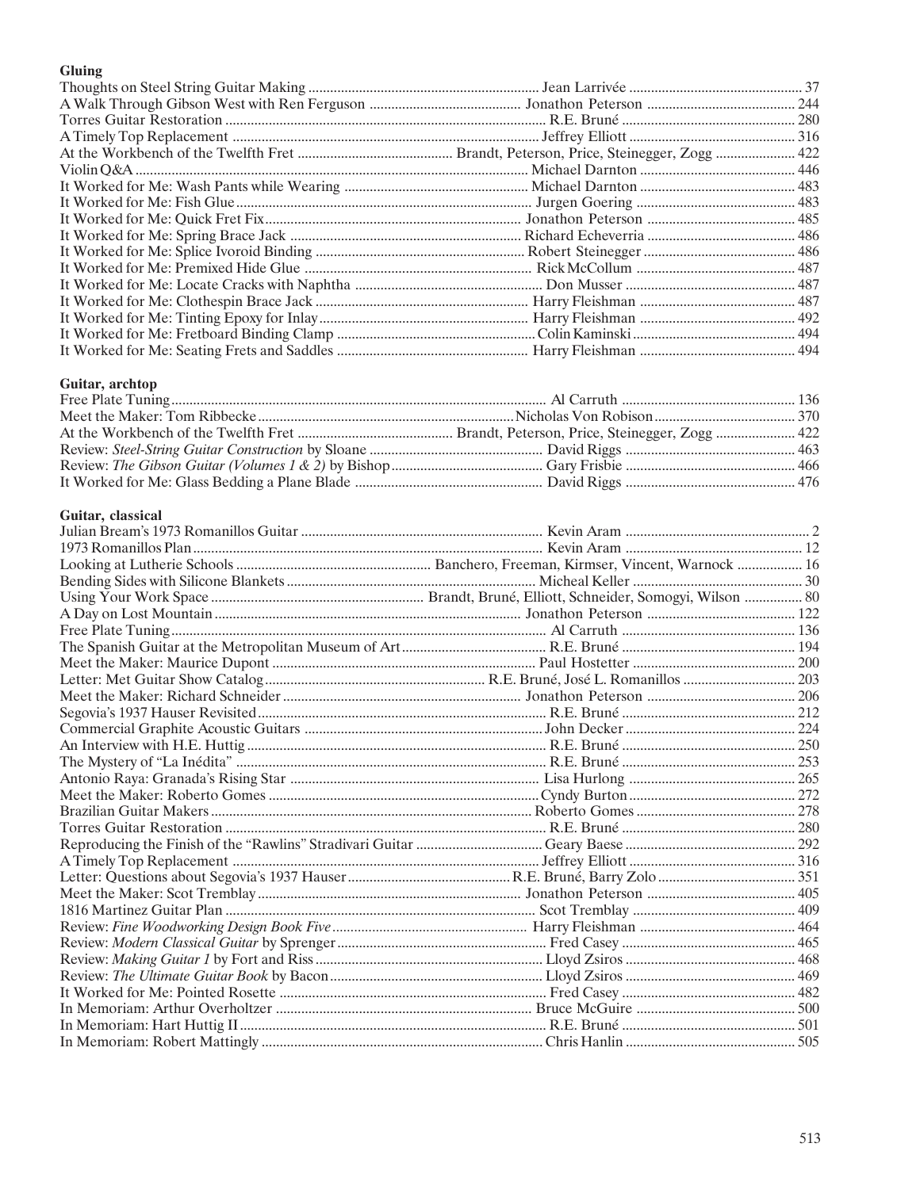**Gluing**

| | | |
|---|---|---|
| Thoughts on Steel String Guitar Making | Jean Larrivée | 37 |
| A Walk Through Gibson West with Ren Ferguson | Jonathon Peterson | 244 |
| Torres Guitar Restoration | R.E. Bruné | 280 |
| A Timely Top Replacement | Jeffrey Elliott | 316 |
| At the Workbench of the Twelfth Fret | Brandt, Peterson, Price, Steinegger, Zogg | 422 |
| Violin Q&A | Michael Darnton | 446 |
| It Worked for Me: Wash Pants while Wearing | Michael Darnton | 483 |
| It Worked for Me: Fish Glue | Jurgen Goering | 483 |
| It Worked for Me: Quick Fret Fix | Jonathon Peterson | 485 |
| It Worked for Me: Spring Brace Jack | Richard Echeverria | 486 |
| It Worked for Me: Splice Ivoroid Binding | Robert Steinegger | 486 |
| It Worked for Me: Premixed Hide Glue | Rick McCollum | 487 |
| It Worked for Me: Locate Cracks with Naphtha | Don Musser | 487 |
| It Worked for Me: Clothespin Brace Jack | Harry Fleishman | 487 |
| It Worked for Me: Tinting Epoxy for Inlay | Harry Fleishman | 492 |
| It Worked for Me: Fretboard Binding Clamp | Colin Kaminski | 494 |
| It Worked for Me: Seating Frets and Saddles | Harry Fleishman | 494 |

**Guitar, archtop**

| | | |
|---|---|---|
| Free Plate Tuning | Al Carruth | 136 |
| Meet the Maker: Tom Ribbecke | Nicholas Von Robison | 370 |
| At the Workbench of the Twelfth Fret | Brandt, Peterson, Price, Steinegger, Zogg | 422 |
| Review: *Steel-String Guitar Construction* by Sloane | David Riggs | 463 |
| Review: *The Gibson Guitar (Volumes 1 & 2)* by Bishop | Gary Frisbie | 466 |
| It Worked for Me: Glass Bedding a Plane Blade | David Riggs | 476 |

**Guitar, classical**

| | | |
|---|---|---|
| Julian Bream's 1973 Romanillos Guitar | Kevin Aram | 2 |
| 1973 Romanillos Plan | Kevin Aram | 12 |
| Looking at Lutherie Schools | Banchero, Freeman, Kirmser, Vincent, Warnock | 16 |
| Bending Sides with Silicone Blankets | Micheal Keller | 30 |
| Using Your Work Space | Brandt, Bruné, Elliott, Schneider, Somogyi, Wilson | 80 |
| A Day on Lost Mountain | Jonathon Peterson | 122 |
| Free Plate Tuning | Al Carruth | 136 |
| The Spanish Guitar at the Metropolitan Museum of Art | R.E. Bruné | 194 |
| Meet the Maker: Maurice Dupont | Paul Hostetter | 200 |
| Letter: Met Guitar Show Catalog | R.E. Bruné, José L. Romanillos | 203 |
| Meet the Maker: Richard Schneider | Jonathon Peterson | 206 |
| Segovia's 1937 Hauser Revisited | R.E. Bruné | 212 |
| Commercial Graphite Acoustic Guitars | John Decker | 224 |
| An Interview with H.E. Huttig | R.E. Bruné | 250 |
| The Mystery of "La Inédita" | R.E. Bruné | 253 |
| Antonio Raya: Granada's Rising Star | Lisa Hurlong | 265 |
| Meet the Maker: Roberto Gomes | Cyndy Burton | 272 |
| Brazilian Guitar Makers | Roberto Gomes | 278 |
| Torres Guitar Restoration | R.E. Bruné | 280 |
| Reproducing the Finish of the "Rawlins" Stradivari Guitar | Geary Baese | 292 |
| A Timely Top Replacement | Jeffrey Elliott | 316 |
| Letter: Questions about Segovia's 1937 Hauser | R.E. Bruné, Barry Zolo | 351 |
| Meet the Maker: Scot Tremblay | Jonathon Peterson | 405 |
| 1816 Martinez Guitar Plan | Scot Tremblay | 409 |
| Review: *Fine Woodworking Design Book Five* | Harry Fleishman | 464 |
| Review: *Modern Classical Guitar* by Sprenger | Fred Casey | 465 |
| Review: *Making Guitar 1* by Fort and Riss | Lloyd Zsiros | 468 |
| Review: *The Ultimate Guitar Book* by Bacon | Lloyd Zsiros | 469 |
| It Worked for Me: Pointed Rosette | Fred Casey | 482 |
| In Memoriam: Arthur Overholtzer | Bruce McGuire | 500 |
| In Memoriam: Hart Huttig II | R.E. Bruné | 501 |
| In Memoriam: Robert Mattingly | Chris Hanlin | 505 |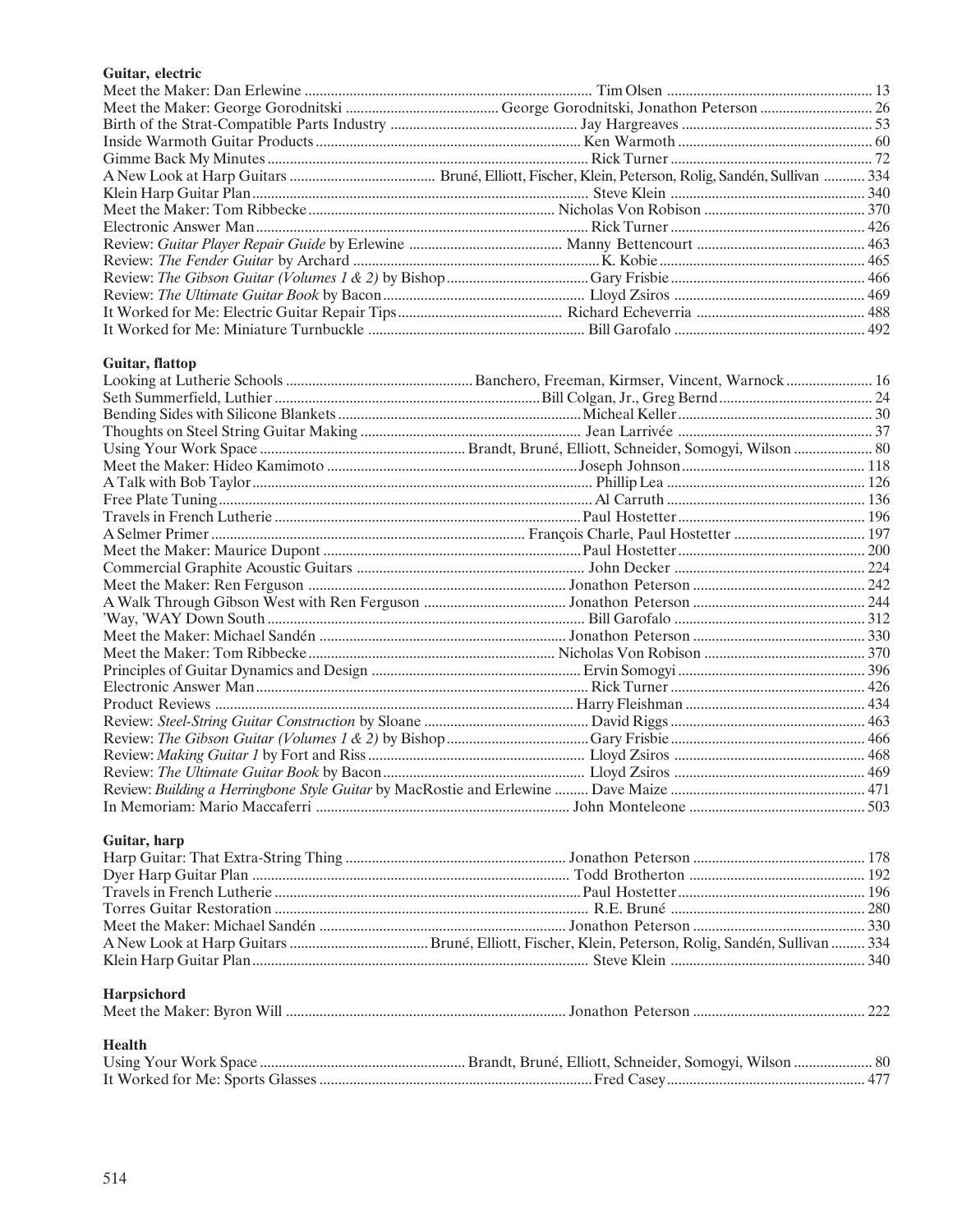**Guitar, electric**

| Title | Author | Page |
|---|---|---|
| Meet the Maker: Dan Erlewine | Tim Olsen | 13 |
| Meet the Maker: George Gorodnitski | George Gorodnitski, Jonathon Peterson | 26 |
| Birth of the Strat-Compatible Parts Industry | Jay Hargreaves | 53 |
| Inside Warmoth Guitar Products | Ken Warmoth | 60 |
| Gimme Back My Minutes | Rick Turner | 72 |
| A New Look at Harp Guitars | Bruné, Elliott, Fischer, Klein, Peterson, Rolig, Sandén, Sullivan | 334 |
| Klein Harp Guitar Plan | Steve Klein | 340 |
| Meet the Maker: Tom Ribbecke | Nicholas Von Robison | 370 |
| Electronic Answer Man | Rick Turner | 426 |
| Review: *Guitar Player Repair Guide* by Erlewine | Manny Bettencourt | 463 |
| Review: *The Fender Guitar* by Archard | K. Kobie | 465 |
| Review: *The Gibson Guitar (Volumes 1 & 2)* by Bishop | Gary Frisbie | 466 |
| Review: *The Ultimate Guitar Book* by Bacon | Lloyd Zsiros | 469 |
| It Worked for Me: Electric Guitar Repair Tips | Richard Echeverria | 488 |
| It Worked for Me: Miniature Turnbuckle | Bill Garofalo | 492 |

**Guitar, flattop**

| Title | Author | Page |
|---|---|---|
| Looking at Lutherie Schools | Banchero, Freeman, Kirmser, Vincent, Warnock | 16 |
| Seth Summerfield, Luthier | Bill Colgan, Jr., Greg Bernd | 24 |
| Bending Sides with Silicone Blankets | Micheal Keller | 30 |
| Thoughts on Steel String Guitar Making | Jean Larrivée | 37 |
| Using Your Work Space | Brandt, Bruné, Elliott, Schneider, Somogyi, Wilson | 80 |
| Meet the Maker: Hideo Kamimoto | Joseph Johnson | 118 |
| A Talk with Bob Taylor | Phillip Lea | 126 |
| Free Plate Tuning | Al Carruth | 136 |
| Travels in French Lutherie | Paul Hostetter | 196 |
| A Selmer Primer | François Charle, Paul Hostetter | 197 |
| Meet the Maker: Maurice Dupont | Paul Hostetter | 200 |
| Commercial Graphite Acoustic Guitars | John Decker | 224 |
| Meet the Maker: Ren Ferguson | Jonathon Peterson | 242 |
| A Walk Through Gibson West with Ren Ferguson | Jonathon Peterson | 244 |
| 'Way, 'WAY Down South | Bill Garofalo | 312 |
| Meet the Maker: Michael Sandén | Jonathon Peterson | 330 |
| Meet the Maker: Tom Ribbecke | Nicholas Von Robison | 370 |
| Principles of Guitar Dynamics and Design | Ervin Somogyi | 396 |
| Electronic Answer Man | Rick Turner | 426 |
| Product Reviews | Harry Fleishman | 434 |
| Review: *Steel-String Guitar Construction* by Sloane | David Riggs | 463 |
| Review: *The Gibson Guitar (Volumes 1 & 2)* by Bishop | Gary Frisbie | 466 |
| Review: *Making Guitar 1* by Fort and Riss | Lloyd Zsiros | 468 |
| Review: *The Ultimate Guitar Book* by Bacon | Lloyd Zsiros | 469 |
| Review: *Building a Herringbone Style Guitar* by MacRostie and Erlewine | Dave Maize | 471 |
| In Memoriam: Mario Maccaferri | John Monteleone | 503 |

**Guitar, harp**

| Title | Author | Page |
|---|---|---|
| Harp Guitar: That Extra-String Thing | Jonathon Peterson | 178 |
| Dyer Harp Guitar Plan | Todd Brotherton | 192 |
| Travels in French Lutherie | Paul Hostetter | 196 |
| Torres Guitar Restoration | R.E. Bruné | 280 |
| Meet the Maker: Michael Sandén | Jonathon Peterson | 330 |
| A New Look at Harp Guitars | Bruné, Elliott, Fischer, Klein, Peterson, Rolig, Sandén, Sullivan | 334 |
| Klein Harp Guitar Plan | Steve Klein | 340 |

**Harpsichord**

| Title | Author | Page |
|---|---|---|
| Meet the Maker: Byron Will | Jonathon Peterson | 222 |

**Health**

| Title | Author | Page |
|---|---|---|
| Using Your Work Space | Brandt, Bruné, Elliott, Schneider, Somogyi, Wilson | 80 |
| It Worked for Me: Sports Glasses | Fred Casey | 477 |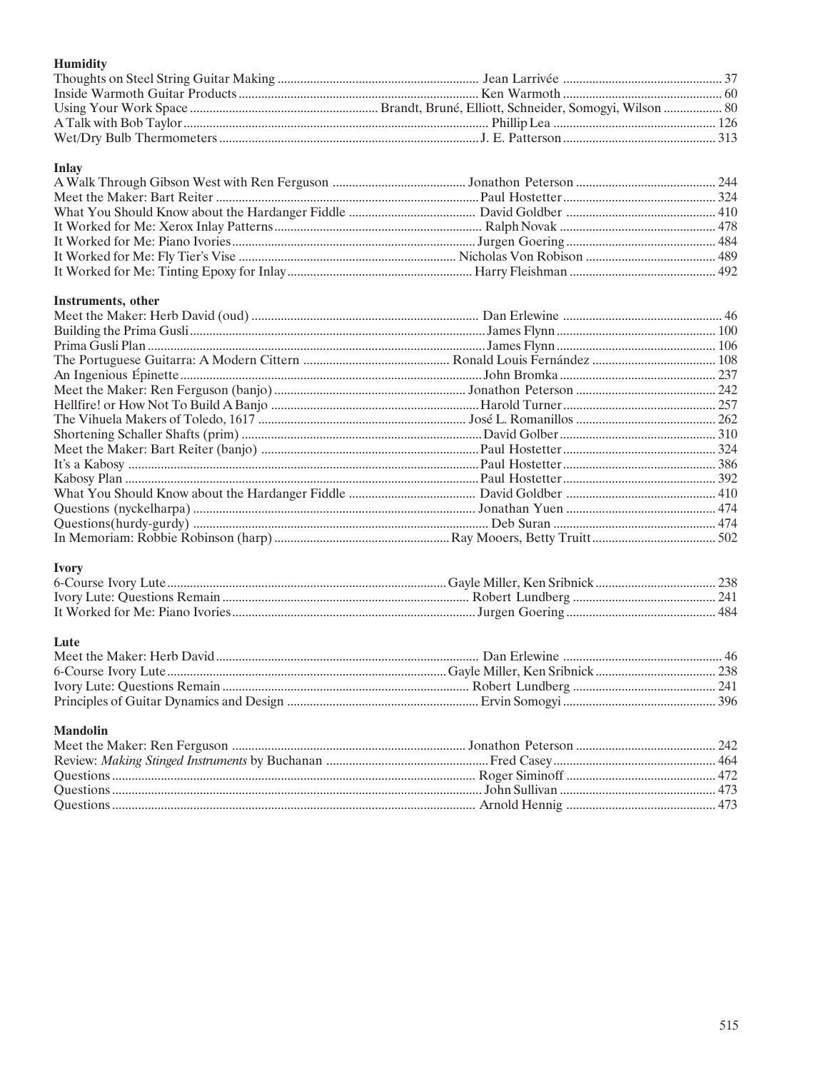**Humidity**

| Title | Author | Page |
|---|---|---|
| Thoughts on Steel String Guitar Making | Jean Larrivée | 37 |
| Inside Warmoth Guitar Products | Ken Warmoth | 60 |
| Using Your Work Space | Brandt, Bruné, Elliott, Schneider, Somogyi, Wilson | 80 |
| A Talk with Bob Taylor | Phillip Lea | 126 |
| Wet/Dry Bulb Thermometers | J. E. Patterson | 313 |

**Inlay**

| Title | Author | Page |
|---|---|---|
| A Walk Through Gibson West with Ren Ferguson | Jonathon Peterson | 244 |
| Meet the Maker: Bart Reiter | Paul Hostetter | 324 |
| What You Should Know about the Hardanger Fiddle | David Goldber | 410 |
| It Worked for Me: Xerox Inlay Patterns | Ralph Novak | 478 |
| It Worked for Me: Piano Ivories | Jurgen Goering | 484 |
| It Worked for Me: Fly Tier's Vise | Nicholas Von Robison | 489 |
| It Worked for Me: Tinting Epoxy for Inlay | Harry Fleishman | 492 |

**Instruments, other**

| Title | Author | Page |
|---|---|---|
| Meet the Maker: Herb David (oud) | Dan Erlewine | 46 |
| Building the Prima Gusli | James Flynn | 100 |
| Prima Gusli Plan | James Flynn | 106 |
| The Portuguese Guitarra: A Modern Cittern | Ronald Louis Fernández | 108 |
| An Ingenious Épinette | John Bromka | 237 |
| Meet the Maker: Ren Ferguson (banjo) | Jonathon Peterson | 242 |
| Hellfire! or How Not To Build A Banjo | Harold Turner | 257 |
| The Vihuela Makers of Toledo, 1617 | José L. Romanillos | 262 |
| Shortening Schaller Shafts (prim) | David Golber | 310 |
| Meet the Maker: Bart Reiter (banjo) | Paul Hostetter | 324 |
| It's a Kabosy | Paul Hostetter | 386 |
| Kabosy Plan | Paul Hostetter | 392 |
| What You Should Know about the Hardanger Fiddle | David Goldber | 410 |
| Questions (nyckelharpa) | Jonathan Yuen | 474 |
| Questions(hurdy-gurdy) | Deb Suran | 474 |
| In Memoriam: Robbie Robinson (harp) | Ray Mooers, Betty Truitt | 502 |

**Ivory**

| Title | Author | Page |
|---|---|---|
| 6-Course Ivory Lute | Gayle Miller, Ken Sribnick | 238 |
| Ivory Lute: Questions Remain | Robert Lundberg | 241 |
| It Worked for Me: Piano Ivories | Jurgen Goering | 484 |

**Lute**

| Title | Author | Page |
|---|---|---|
| Meet the Maker: Herb David | Dan Erlewine | 46 |
| 6-Course Ivory Lute | Gayle Miller, Ken Sribnick | 238 |
| Ivory Lute: Questions Remain | Robert Lundberg | 241 |
| Principles of Guitar Dynamics and Design | Ervin Somogyi | 396 |

**Mandolin**

| Title | Author | Page |
|---|---|---|
| Meet the Maker: Ren Ferguson | Jonathon Peterson | 242 |
| Review: *Making Stinged Instruments* by Buchanan | Fred Casey | 464 |
| Questions | Roger Siminoff | 472 |
| Questions | John Sullivan | 473 |
| Questions | Arnold Hennig | 473 |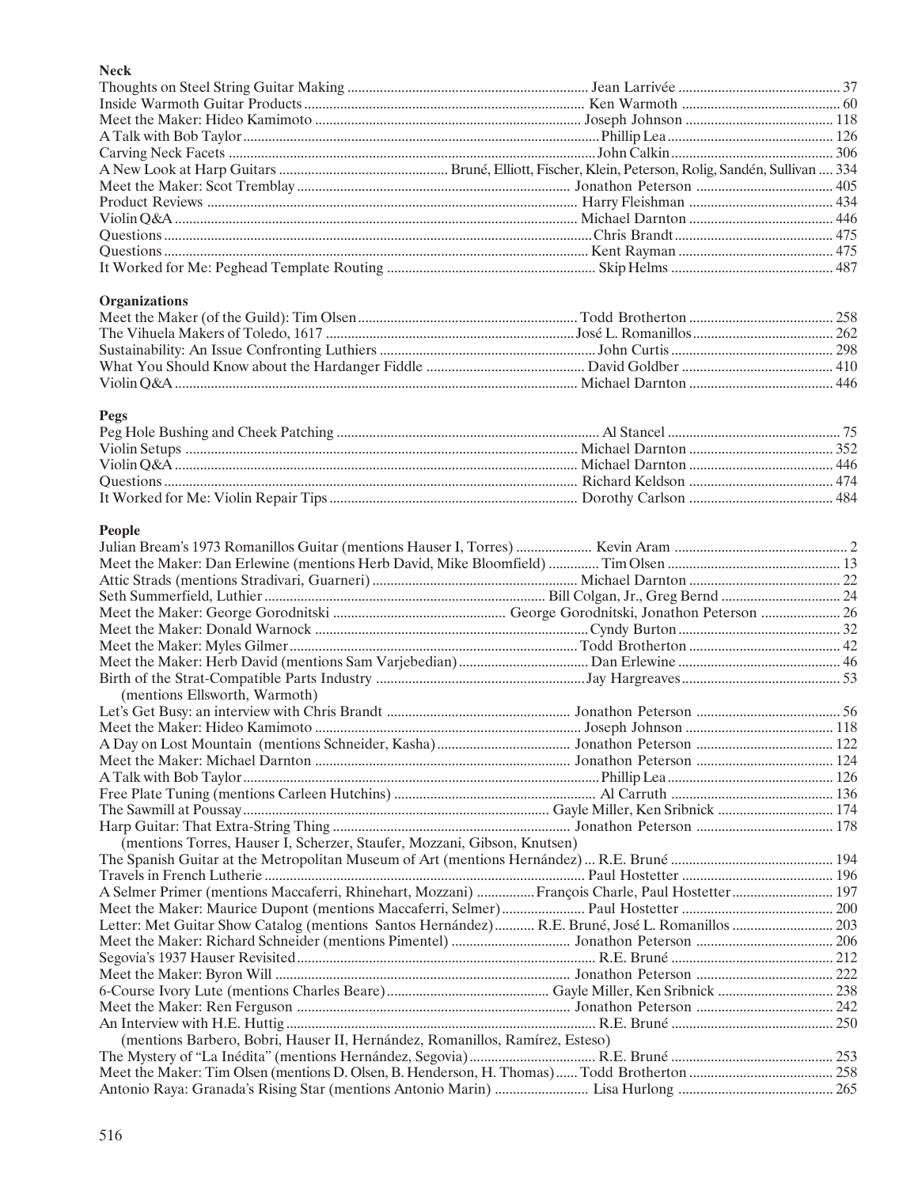**Neck**

| Title | Author | Page |
|---|---|---|
| Thoughts on Steel String Guitar Making | Jean Larrivée | 37 |
| Inside Warmoth Guitar Products | Ken Warmoth | 60 |
| Meet the Maker: Hideo Kamimoto | Joseph Johnson | 118 |
| A Talk with Bob Taylor | Phillip Lea | 126 |
| Carving Neck Facets | John Calkin | 306 |
| A New Look at Harp Guitars | Bruné, Elliott, Fischer, Klein, Peterson, Rolig, Sandén, Sullivan | 334 |
| Meet the Maker: Scot Tremblay | Jonathon Peterson | 405 |
| Product Reviews | Harry Fleishman | 434 |
| Violin Q&A | Michael Darnton | 446 |
| Questions | Chris Brandt | 475 |
| Questions | Kent Rayman | 475 |
| It Worked for Me: Peghead Template Routing | Skip Helms | 487 |

**Organizations**

| Title | Author | Page |
|---|---|---|
| Meet the Maker (of the Guild): Tim Olsen | Todd Brotherton | 258 |
| The Vihuela Makers of Toledo, 1617 | José L. Romanillos | 262 |
| Sustainability: An Issue Confronting Luthiers | John Curtis | 298 |
| What You Should Know about the Hardanger Fiddle | David Goldber | 410 |
| Violin Q&A | Michael Darnton | 446 |

**Pegs**

| Title | Author | Page |
|---|---|---|
| Peg Hole Bushing and Cheek Patching | Al Stancel | 75 |
| Violin Setups | Michael Darnton | 352 |
| Violin Q&A | Michael Darnton | 446 |
| Questions | Richard Keldson | 474 |
| It Worked for Me: Violin Repair Tips | Dorothy Carlson | 484 |

**People**

| Title | Author | Page |
|---|---|---|
| Julian Bream's 1973 Romanillos Guitar (mentions Hauser I, Torres) | Kevin Aram | 2 |
| Meet the Maker: Dan Erlewine (mentions Herb David, Mike Bloomfield) | Tim Olsen | 13 |
| Attic Strads (mentions Stradivari, Guarneri) | Michael Darnton | 22 |
| Seth Summerfield, Luthier | Bill Colgan, Jr., Greg Bernd | 24 |
| Meet the Maker: George Gorodnitski | George Gorodnitski, Jonathon Peterson | 26 |
| Meet the Maker: Donald Warnock | Cyndy Burton | 32 |
| Meet the Maker: Myles Gilmer | Todd Brotherton | 42 |
| Meet the Maker: Herb David (mentions Sam Varjebedian) | Dan Erlewine | 46 |
| Birth of the Strat-Compatible Parts Industry (mentions Ellsworth, Warmoth) | Jay Hargreaves | 53 |
| Let's Get Busy: an interview with Chris Brandt | Jonathon Peterson | 56 |
| Meet the Maker: Hideo Kamimoto | Joseph Johnson | 118 |
| A Day on Lost Mountain (mentions Schneider, Kasha) | Jonathon Peterson | 122 |
| Meet the Maker: Michael Darnton | Jonathon Peterson | 124 |
| A Talk with Bob Taylor | Phillip Lea | 126 |
| Free Plate Tuning (mentions Carleen Hutchins) | Al Carruth | 136 |
| The Sawmill at Poussay | Gayle Miller, Ken Sribnick | 174 |
| Harp Guitar: That Extra-String Thing (mentions Torres, Hauser I, Scherzer, Staufer, Mozzani, Gibson, Knutsen) | Jonathon Peterson | 178 |
| The Spanish Guitar at the Metropolitan Museum of Art (mentions Hernández) | R.E. Bruné | 194 |
| Travels in French Lutherie | Paul Hostetter | 196 |
| A Selmer Primer (mentions Maccaferri, Rhinehart, Mozzani) | François Charle, Paul Hostetter | 197 |
| Meet the Maker: Maurice Dupont (mentions Maccaferri, Selmer) | Paul Hostetter | 200 |
| Letter: Met Guitar Show Catalog (mentions Santos Hernández) | R.E. Bruné, José L. Romanillos | 203 |
| Meet the Maker: Richard Schneider (mentions Pimentel) | Jonathon Peterson | 206 |
| Segovia's 1937 Hauser Revisited | R.E. Bruné | 212 |
| Meet the Maker: Byron Will | Jonathon Peterson | 222 |
| 6-Course Ivory Lute (mentions Charles Beare) | Gayle Miller, Ken Sribnick | 238 |
| Meet the Maker: Ren Ferguson | Jonathon Peterson | 242 |
| An Interview with H.E. Huttig (mentions Barbero, Bobri, Hauser II, Hernández, Romanillos, Ramírez, Esteso) | R.E. Bruné | 250 |
| The Mystery of "La Inédita" (mentions Hernández, Segovia) | R.E. Bruné | 253 |
| Meet the Maker: Tim Olsen (mentions D. Olsen, B. Henderson, H. Thomas) | Todd Brotherton | 258 |
| Antonio Raya: Granada's Rising Star (mentions Antonio Marin) | Lisa Hurlong | 265 |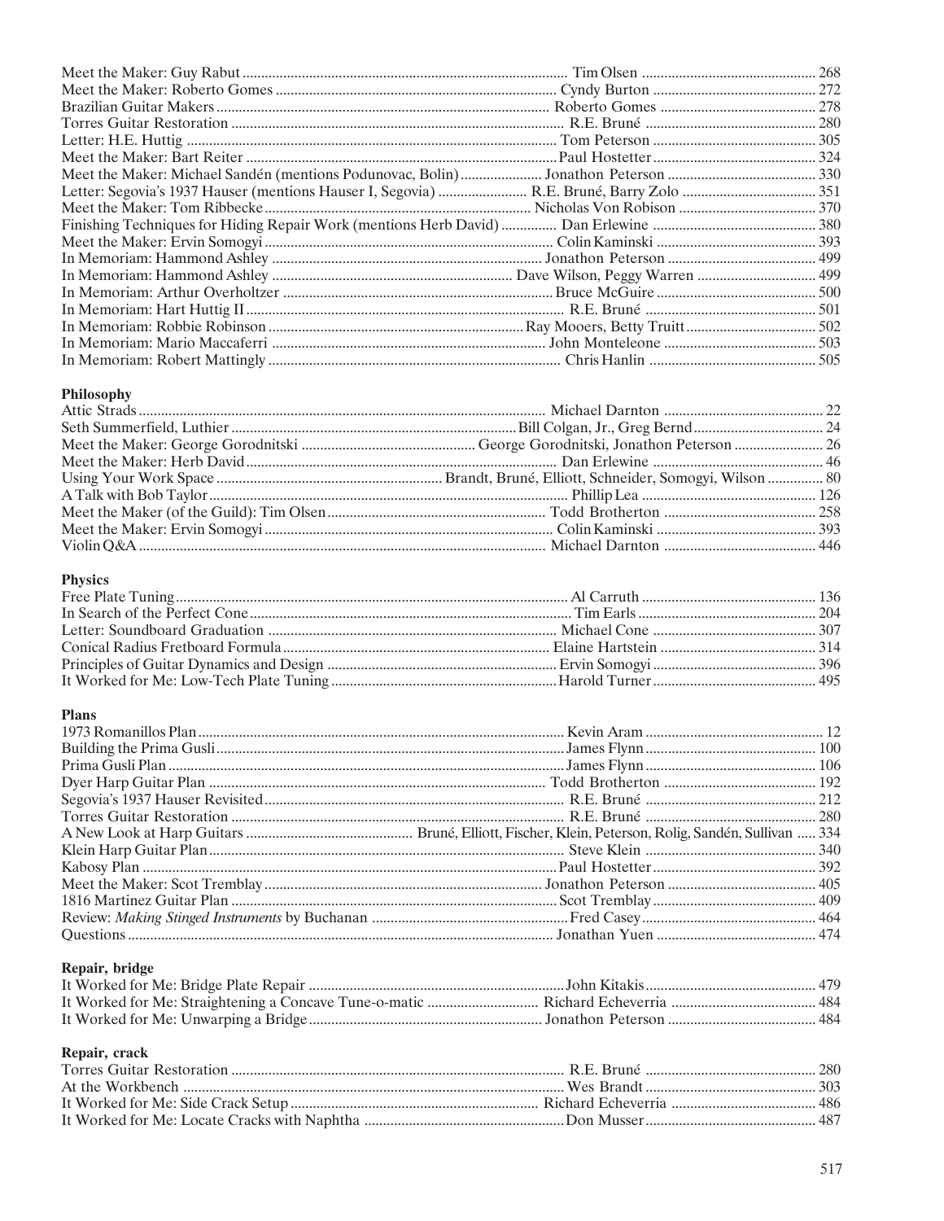| | | |
|---|---|---|
| Meet the Maker: Guy Rabut | Tim Olsen | 268 |
| Meet the Maker: Roberto Gomes | Cyndy Burton | 272 |
| Brazilian Guitar Makers | Roberto Gomes | 278 |
| Torres Guitar Restoration | R.E. Bruné | 280 |
| Letter: H.E. Huttig | Tom Peterson | 305 |
| Meet the Maker: Bart Reiter | Paul Hostetter | 324 |
| Meet the Maker: Michael Sandén (mentions Podunovac, Bolin) | Jonathon Peterson | 330 |
| Letter: Segovia's 1937 Hauser (mentions Hauser I, Segovia) | R.E. Bruné, Barry Zolo | 351 |
| Meet the Maker: Tom Ribbecke | Nicholas Von Robison | 370 |
| Finishing Techniques for Hiding Repair Work (mentions Herb David) | Dan Erlewine | 380 |
| Meet the Maker: Ervin Somogyi | Colin Kaminski | 393 |
| In Memoriam: Hammond Ashley | Jonathon Peterson | 499 |
| In Memoriam: Hammond Ashley | Dave Wilson, Peggy Warren | 499 |
| In Memoriam: Arthur Overholtzer | Bruce McGuire | 500 |
| In Memoriam: Hart Huttig II | R.E. Bruné | 501 |
| In Memoriam: Robbie Robinson | Ray Mooers, Betty Truitt | 502 |
| In Memoriam: Mario Maccaferri | John Monteleone | 503 |
| In Memoriam: Robert Mattingly | Chris Hanlin | 505 |

**Philosophy**

| | | |
|---|---|---|
| Attic Strads | Michael Darnton | 22 |
| Seth Summerfield, Luthier | Bill Colgan, Jr., Greg Bernd | 24 |
| Meet the Maker: George Gorodnitski | George Gorodnitski, Jonathon Peterson | 26 |
| Meet the Maker: Herb David | Dan Erlewine | 46 |
| Using Your Work Space | Brandt, Bruné, Elliott, Schneider, Somogyi, Wilson | 80 |
| A Talk with Bob Taylor | Phillip Lea | 126 |
| Meet the Maker (of the Guild): Tim Olsen | Todd Brotherton | 258 |
| Meet the Maker: Ervin Somogyi | Colin Kaminski | 393 |
| Violin Q&A | Michael Darnton | 446 |

**Physics**

| | | |
|---|---|---|
| Free Plate Tuning | Al Carruth | 136 |
| In Search of the Perfect Cone | Tim Earls | 204 |
| Letter: Soundboard Graduation | Michael Cone | 307 |
| Conical Radius Fretboard Formula | Elaine Hartstein | 314 |
| Principles of Guitar Dynamics and Design | Ervin Somogyi | 396 |
| It Worked for Me: Low-Tech Plate Tuning | Harold Turner | 495 |

**Plans**

| | | |
|---|---|---|
| 1973 Romanillos Plan | Kevin Aram | 12 |
| Building the Prima Gusli | James Flynn | 100 |
| Prima Gusli Plan | James Flynn | 106 |
| Dyer Harp Guitar Plan | Todd Brotherton | 192 |
| Segovia's 1937 Hauser Revisited | R.E. Bruné | 212 |
| Torres Guitar Restoration | R.E. Bruné | 280 |
| A New Look at Harp Guitars | Bruné, Elliott, Fischer, Klein, Peterson, Rolig, Sandén, Sullivan | 334 |
| Klein Harp Guitar Plan | Steve Klein | 340 |
| Kabosy Plan | Paul Hostetter | 392 |
| Meet the Maker: Scot Tremblay | Jonathon Peterson | 405 |
| 1816 Martinez Guitar Plan | Scot Tremblay | 409 |
| Review: *Making Stinged Instruments* by Buchanan | Fred Casey | 464 |
| Questions | Jonathan Yuen | 474 |

**Repair, bridge**

| | | |
|---|---|---|
| It Worked for Me: Bridge Plate Repair | John Kitakis | 479 |
| It Worked for Me: Straightening a Concave Tune-o-matic | Richard Echeverria | 484 |
| It Worked for Me: Unwarping a Bridge | Jonathon Peterson | 484 |

**Repair, crack**

| | | |
|---|---|---|
| Torres Guitar Restoration | R.E. Bruné | 280 |
| At the Workbench | Wes Brandt | 303 |
| It Worked for Me: Side Crack Setup | Richard Echeverria | 486 |
| It Worked for Me: Locate Cracks with Naphtha | Don Musser | 487 |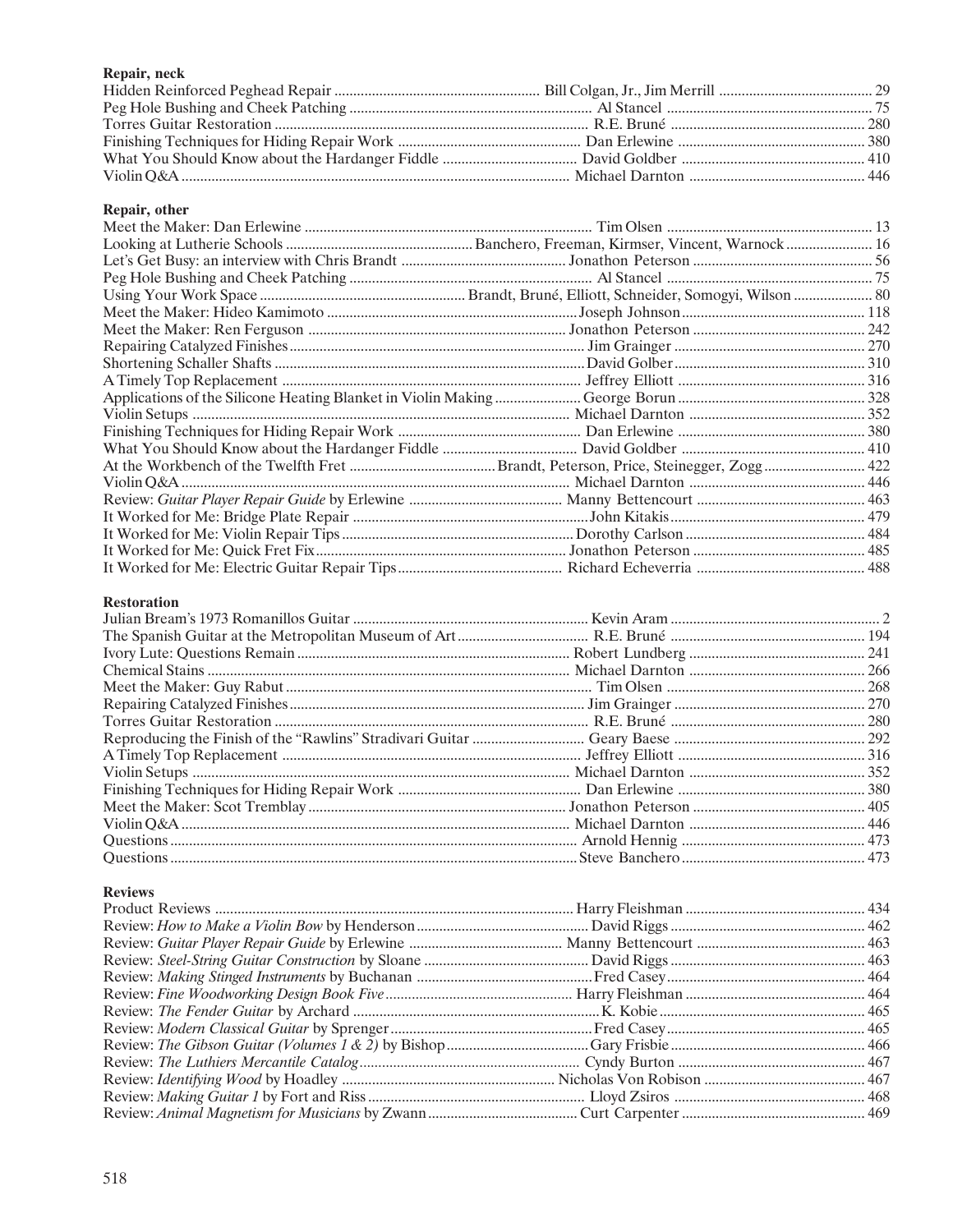**Repair, neck**

| | | |
|---|---|---|
| Hidden Reinforced Peghead Repair | Bill Colgan, Jr., Jim Merrill | 29 |
| Peg Hole Bushing and Cheek Patching | Al Stancel | 75 |
| Torres Guitar Restoration | R.E. Bruné | 280 |
| Finishing Techniques for Hiding Repair Work | Dan Erlewine | 380 |
| What You Should Know about the Hardanger Fiddle | David Goldber | 410 |
| Violin Q&A | Michael Darnton | 446 |

**Repair, other**

| | | |
|---|---|---|
| Meet the Maker: Dan Erlewine | Tim Olsen | 13 |
| Looking at Lutherie Schools | Banchero, Freeman, Kirmser, Vincent, Warnock | 16 |
| Let's Get Busy: an interview with Chris Brandt | Jonathon Peterson | 56 |
| Peg Hole Bushing and Cheek Patching | Al Stancel | 75 |
| Using Your Work Space | Brandt, Bruné, Elliott, Schneider, Somogyi, Wilson | 80 |
| Meet the Maker: Hideo Kamimoto | Joseph Johnson | 118 |
| Meet the Maker: Ren Ferguson | Jonathon Peterson | 242 |
| Repairing Catalyzed Finishes | Jim Grainger | 270 |
| Shortening Schaller Shafts | David Golber | 310 |
| A Timely Top Replacement | Jeffrey Elliott | 316 |
| Applications of the Silicone Heating Blanket in Violin Making | George Borun | 328 |
| Violin Setups | Michael Darnton | 352 |
| Finishing Techniques for Hiding Repair Work | Dan Erlewine | 380 |
| What You Should Know about the Hardanger Fiddle | David Goldber | 410 |
| At the Workbench of the Twelfth Fret | Brandt, Peterson, Price, Steinegger, Zogg | 422 |
| Violin Q&A | Michael Darnton | 446 |
| Review: *Guitar Player Repair Guide* by Erlewine | Manny Bettencourt | 463 |
| It Worked for Me: Bridge Plate Repair | John Kitakis | 479 |
| It Worked for Me: Violin Repair Tips | Dorothy Carlson | 484 |
| It Worked for Me: Quick Fret Fix | Jonathon Peterson | 485 |
| It Worked for Me: Electric Guitar Repair Tips | Richard Echeverria | 488 |

**Restoration**

| | | |
|---|---|---|
| Julian Bream's 1973 Romanillos Guitar | Kevin Aram | 2 |
| The Spanish Guitar at the Metropolitan Museum of Art | R.E. Bruné | 194 |
| Ivory Lute: Questions Remain | Robert Lundberg | 241 |
| Chemical Stains | Michael Darnton | 266 |
| Meet the Maker: Guy Rabut | Tim Olsen | 268 |
| Repairing Catalyzed Finishes | Jim Grainger | 270 |
| Torres Guitar Restoration | R.E. Bruné | 280 |
| Reproducing the Finish of the "Rawlins" Stradivari Guitar | Geary Baese | 292 |
| A Timely Top Replacement | Jeffrey Elliott | 316 |
| Violin Setups | Michael Darnton | 352 |
| Finishing Techniques for Hiding Repair Work | Dan Erlewine | 380 |
| Meet the Maker: Scot Tremblay | Jonathon Peterson | 405 |
| Violin Q&A | Michael Darnton | 446 |
| Questions | Arnold Hennig | 473 |
| Questions | Steve Banchero | 473 |

**Reviews**

| | | |
|---|---|---|
| Product Reviews | Harry Fleishman | 434 |
| Review: *How to Make a Violin Bow* by Henderson | David Riggs | 462 |
| Review: *Guitar Player Repair Guide* by Erlewine | Manny Bettencourt | 463 |
| Review: *Steel-String Guitar Construction* by Sloane | David Riggs | 463 |
| Review: *Making Stinged Instruments* by Buchanan | Fred Casey | 464 |
| Review: *Fine Woodworking Design Book Five* | Harry Fleishman | 464 |
| Review: *The Fender Guitar* by Archard | K. Kobie | 465 |
| Review: *Modern Classical Guitar* by Sprenger | Fred Casey | 465 |
| Review: *The Gibson Guitar (Volumes 1 & 2)* by Bishop | Gary Frisbie | 466 |
| Review: *The Luthiers Mercantile Catalog* | Cyndy Burton | 467 |
| Review: *Identifying Wood* by Hoadley | Nicholas Von Robison | 467 |
| Review: *Making Guitar 1* by Fort and Riss | Lloyd Zsiros | 468 |
| Review: *Animal Magnetism for Musicians* by Zwann | Curt Carpenter | 469 |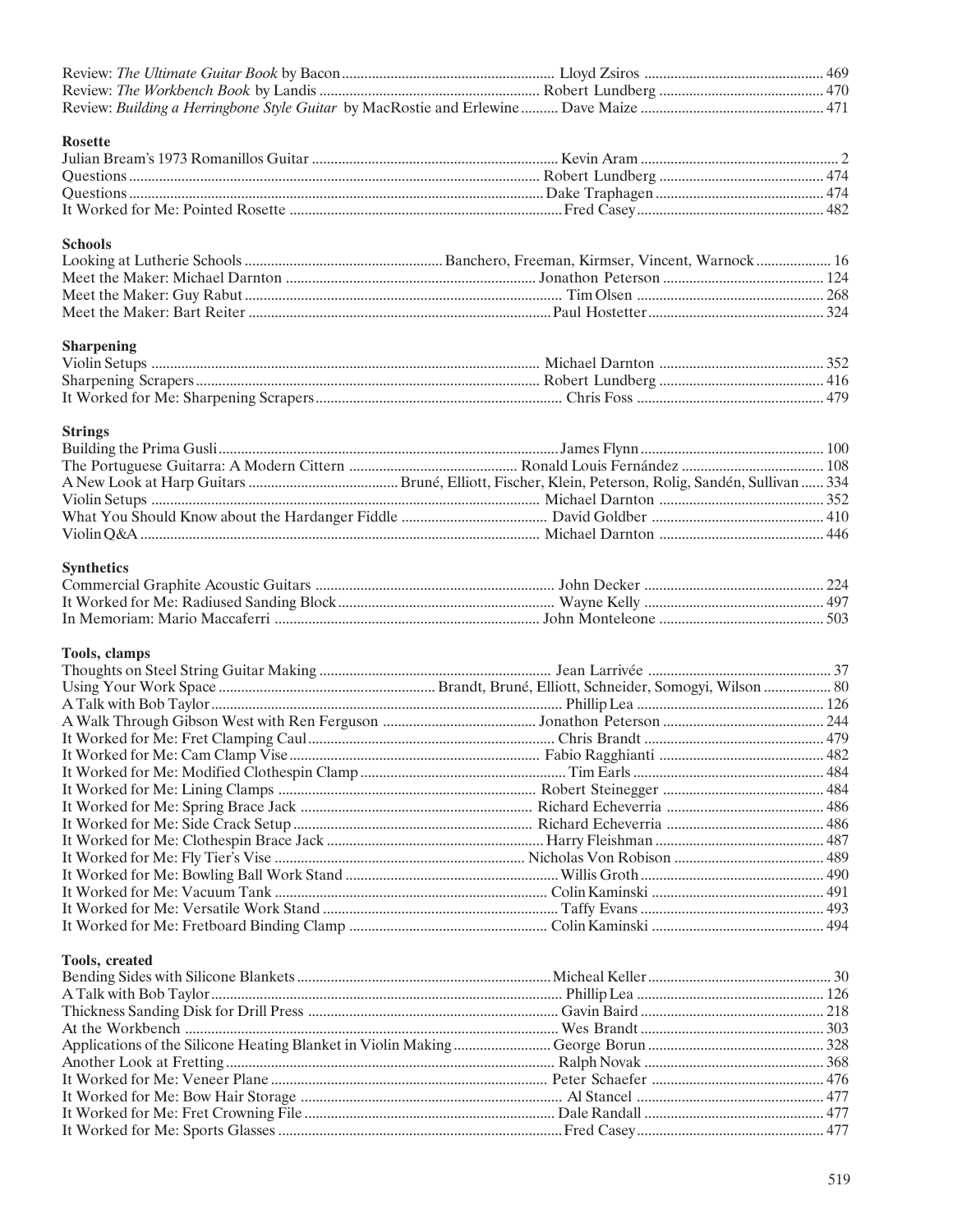Review: *The Ultimate Guitar Book* by Bacon ........ Lloyd Zsiros ........ 469
Review: *The Workbench Book* by Landis ........ Robert Lundberg ........ 470
Review: *Building a Herringbone Style Guitar* by MacRostie and Erlewine ........ Dave Maize ........ 471

**Rosette**

Julian Bream's 1973 Romanillos Guitar ........ Kevin Aram ........ 2
Questions ........ Robert Lundberg ........ 474
Questions ........ Dake Traphagen ........ 474
It Worked for Me: Pointed Rosette ........ Fred Casey ........ 482

**Schools**

Looking at Lutherie Schools ........ Banchero, Freeman, Kirmser, Vincent, Warnock ........ 16
Meet the Maker: Michael Darnton ........ Jonathon Peterson ........ 124
Meet the Maker: Guy Rabut ........ Tim Olsen ........ 268
Meet the Maker: Bart Reiter ........ Paul Hostetter ........ 324

**Sharpening**

Violin Setups ........ Michael Darnton ........ 352
Sharpening Scrapers ........ Robert Lundberg ........ 416
It Worked for Me: Sharpening Scrapers ........ Chris Foss ........ 479

**Strings**

Building the Prima Gusli ........ James Flynn ........ 100
The Portuguese Guitarra: A Modern Cittern ........ Ronald Louis Fernández ........ 108
A New Look at Harp Guitars ........ Bruné, Elliott, Fischer, Klein, Peterson, Rolig, Sandén, Sullivan ........ 334
Violin Setups ........ Michael Darnton ........ 352
What You Should Know about the Hardanger Fiddle ........ David Goldber ........ 410
Violin Q&A ........ Michael Darnton ........ 446

**Synthetics**

Commercial Graphite Acoustic Guitars ........ John Decker ........ 224
It Worked for Me: Radiused Sanding Block ........ Wayne Kelly ........ 497
In Memoriam: Mario Maccaferri ........ John Monteleone ........ 503

**Tools, clamps**

Thoughts on Steel String Guitar Making ........ Jean Larrivée ........ 37
Using Your Work Space ........ Brandt, Bruné, Elliott, Schneider, Somogyi, Wilson ........ 80
A Talk with Bob Taylor ........ Phillip Lea ........ 126
A Walk Through Gibson West with Ren Ferguson ........ Jonathon Peterson ........ 244
It Worked for Me: Fret Clamping Caul ........ Chris Brandt ........ 479
It Worked for Me: Cam Clamp Vise ........ Fabio Ragghianti ........ 482
It Worked for Me: Modified Clothespin Clamp ........ Tim Earls ........ 484
It Worked for Me: Lining Clamps ........ Robert Steinegger ........ 484
It Worked for Me: Spring Brace Jack ........ Richard Echeverria ........ 486
It Worked for Me: Side Crack Setup ........ Richard Echeverria ........ 486
It Worked for Me: Clothespin Brace Jack ........ Harry Fleishman ........ 487
It Worked for Me: Fly Tier's Vise ........ Nicholas Von Robison ........ 489
It Worked for Me: Bowling Ball Work Stand ........ Willis Groth ........ 490
It Worked for Me: Vacuum Tank ........ Colin Kaminski ........ 491
It Worked for Me: Versatile Work Stand ........ Taffy Evans ........ 493
It Worked for Me: Fretboard Binding Clamp ........ Colin Kaminski ........ 494

**Tools, created**

Bending Sides with Silicone Blankets ........ Micheal Keller ........ 30
A Talk with Bob Taylor ........ Phillip Lea ........ 126
Thickness Sanding Disk for Drill Press ........ Gavin Baird ........ 218
At the Workbench ........ Wes Brandt ........ 303
Applications of the Silicone Heating Blanket in Violin Making ........ George Borun ........ 328
Another Look at Fretting ........ Ralph Novak ........ 368
It Worked for Me: Veneer Plane ........ Peter Schaefer ........ 476
It Worked for Me: Bow Hair Storage ........ Al Stancel ........ 477
It Worked for Me: Fret Crowning File ........ Dale Randall ........ 477
It Worked for Me: Sports Glasses ........ Fred Casey ........ 477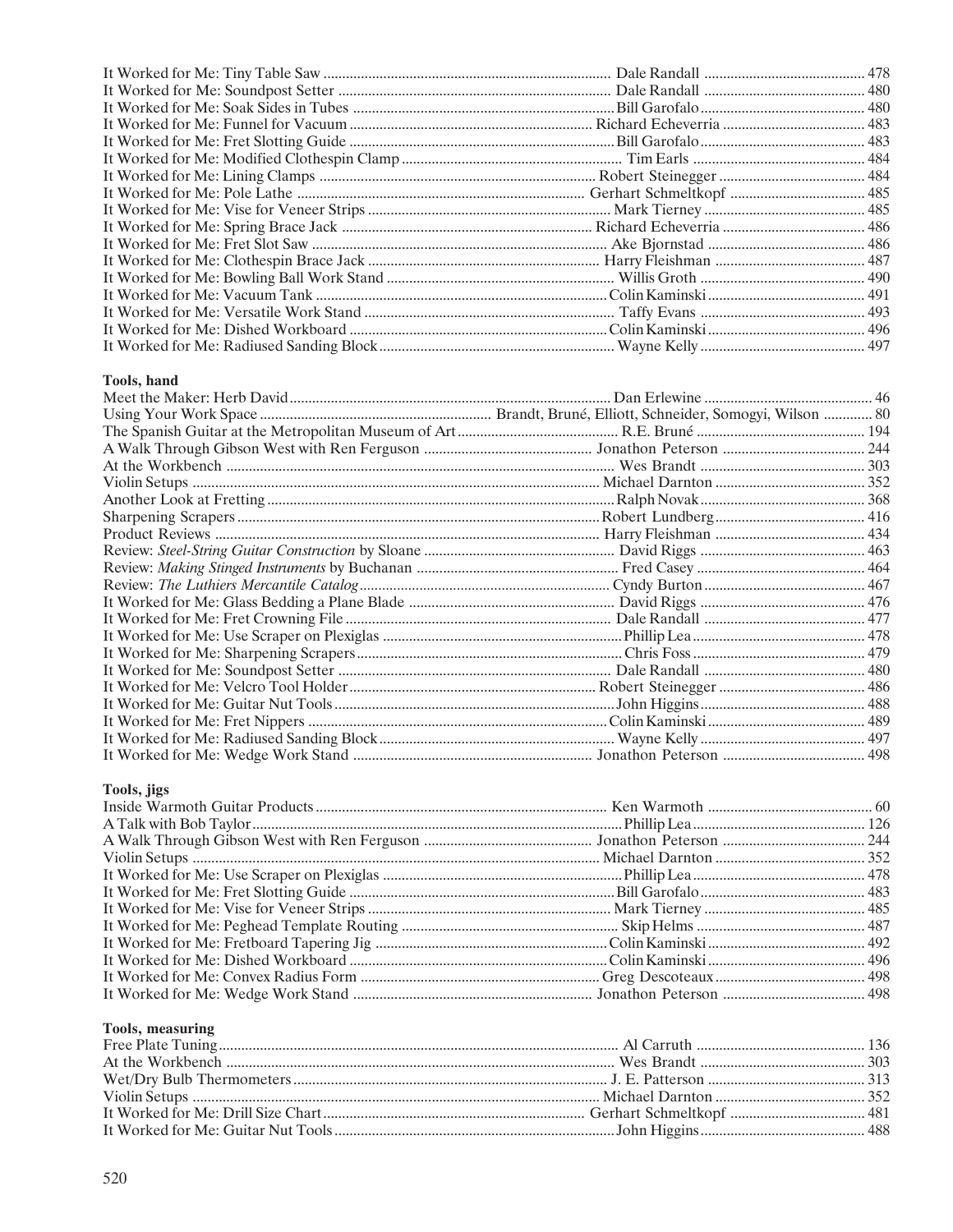It Worked for Me: Tiny Table Saw ............ Dale Randall ............ 478
It Worked for Me: Soundpost Setter ............ Dale Randall ............ 480
It Worked for Me: Soak Sides in Tubes ............ Bill Garofalo ............ 480
It Worked for Me: Funnel for Vacuum ............ Richard Echeverria ............ 483
It Worked for Me: Fret Slotting Guide ............ Bill Garofalo ............ 483
It Worked for Me: Modified Clothespin Clamp ............ Tim Earls ............ 484
It Worked for Me: Lining Clamps ............ Robert Steinegger ............ 484
It Worked for Me: Pole Lathe ............ Gerhart Schmeltkopf ............ 485
It Worked for Me: Vise for Veneer Strips ............ Mark Tierney ............ 485
It Worked for Me: Spring Brace Jack ............ Richard Echeverria ............ 486
It Worked for Me: Fret Slot Saw ............ Ake Bjornstad ............ 486
It Worked for Me: Clothespin Brace Jack ............ Harry Fleishman ............ 487
It Worked for Me: Bowling Ball Work Stand ............ Willis Groth ............ 490
It Worked for Me: Vacuum Tank ............ Colin Kaminski ............ 491
It Worked for Me: Versatile Work Stand ............ Taffy Evans ............ 493
It Worked for Me: Dished Workboard ............ Colin Kaminski ............ 496
It Worked for Me: Radiused Sanding Block ............ Wayne Kelly ............ 497

**Tools, hand**

Meet the Maker: Herb David ............ Dan Erlewine ............ 46
Using Your Work Space ............ Brandt, Bruné, Elliott, Schneider, Somogyi, Wilson ............ 80
The Spanish Guitar at the Metropolitan Museum of Art ............ R.E. Bruné ............ 194
A Walk Through Gibson West with Ren Ferguson ............ Jonathon Peterson ............ 244
At the Workbench ............ Wes Brandt ............ 303
Violin Setups ............ Michael Darnton ............ 352
Another Look at Fretting ............ Ralph Novak ............ 368
Sharpening Scrapers ............ Robert Lundberg ............ 416
Product Reviews ............ Harry Fleishman ............ 434
Review: *Steel-String Guitar Construction* by Sloane ............ David Riggs ............ 463
Review: *Making Stinged Instruments* by Buchanan ............ Fred Casey ............ 464
Review: *The Luthiers Mercantile Catalog* ............ Cyndy Burton ............ 467
It Worked for Me: Glass Bedding a Plane Blade ............ David Riggs ............ 476
It Worked for Me: Fret Crowning File ............ Dale Randall ............ 477
It Worked for Me: Use Scraper on Plexiglas ............ Phillip Lea ............ 478
It Worked for Me: Sharpening Scrapers ............ Chris Foss ............ 479
It Worked for Me: Soundpost Setter ............ Dale Randall ............ 480
It Worked for Me: Velcro Tool Holder ............ Robert Steinegger ............ 486
It Worked for Me: Guitar Nut Tools ............ John Higgins ............ 488
It Worked for Me: Fret Nippers ............ Colin Kaminski ............ 489
It Worked for Me: Radiused Sanding Block ............ Wayne Kelly ............ 497
It Worked for Me: Wedge Work Stand ............ Jonathon Peterson ............ 498

**Tools, jigs**

Inside Warmoth Guitar Products ............ Ken Warmoth ............ 60
A Talk with Bob Taylor ............ Phillip Lea ............ 126
A Walk Through Gibson West with Ren Ferguson ............ Jonathon Peterson ............ 244
Violin Setups ............ Michael Darnton ............ 352
It Worked for Me: Use Scraper on Plexiglas ............ Phillip Lea ............ 478
It Worked for Me: Fret Slotting Guide ............ Bill Garofalo ............ 483
It Worked for Me: Vise for Veneer Strips ............ Mark Tierney ............ 485
It Worked for Me: Peghead Template Routing ............ Skip Helms ............ 487
It Worked for Me: Fretboard Tapering Jig ............ Colin Kaminski ............ 492
It Worked for Me: Dished Workboard ............ Colin Kaminski ............ 496
It Worked for Me: Convex Radius Form ............ Greg Descoteaux ............ 498
It Worked for Me: Wedge Work Stand ............ Jonathon Peterson ............ 498

**Tools, measuring**

Free Plate Tuning ............ Al Carruth ............ 136
At the Workbench ............ Wes Brandt ............ 303
Wet/Dry Bulb Thermometers ............ J. E. Patterson ............ 313
Violin Setups ............ Michael Darnton ............ 352
It Worked for Me: Drill Size Chart ............ Gerhart Schmeltkopf ............ 481
It Worked for Me: Guitar Nut Tools ............ John Higgins ............ 488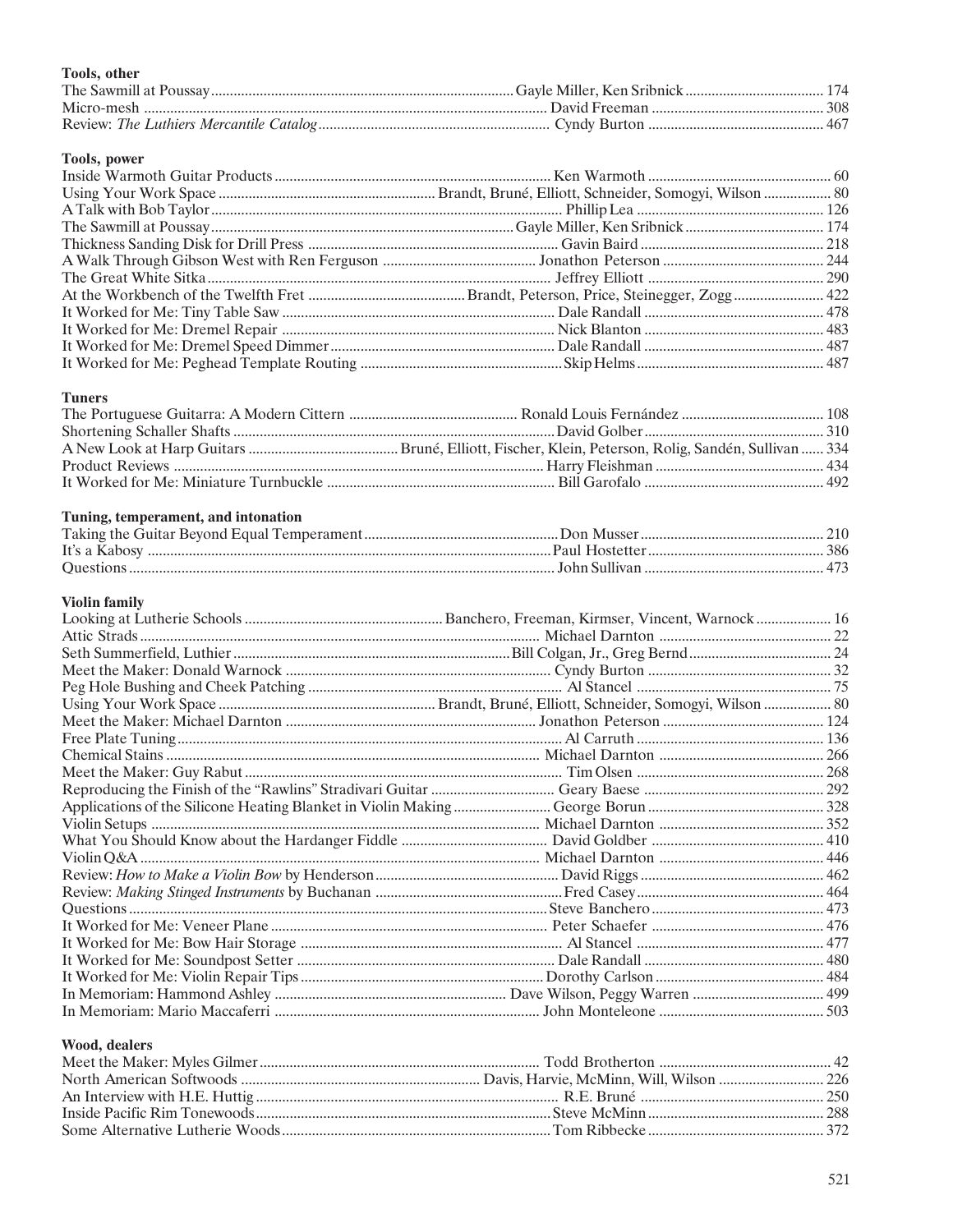**Tools, other**

| Title | Author | Page |
|---|---|---|
| The Sawmill at Poussay | Gayle Miller, Ken Sribnick | 174 |
| Micro-mesh | David Freeman | 308 |
| Review: *The Luthiers Mercantile Catalog* | Cyndy Burton | 467 |

**Tools, power**

| Title | Author | Page |
|---|---|---|
| Inside Warmoth Guitar Products | Ken Warmoth | 60 |
| Using Your Work Space | Brandt, Bruné, Elliott, Schneider, Somogyi, Wilson | 80 |
| A Talk with Bob Taylor | Phillip Lea | 126 |
| The Sawmill at Poussay | Gayle Miller, Ken Sribnick | 174 |
| Thickness Sanding Disk for Drill Press | Gavin Baird | 218 |
| A Walk Through Gibson West with Ren Ferguson | Jonathon Peterson | 244 |
| The Great White Sitka | Jeffrey Elliott | 290 |
| At the Workbench of the Twelfth Fret | Brandt, Peterson, Price, Steinegger, Zogg | 422 |
| It Worked for Me: Tiny Table Saw | Dale Randall | 478 |
| It Worked for Me: Dremel Repair | Nick Blanton | 483 |
| It Worked for Me: Dremel Speed Dimmer | Dale Randall | 487 |
| It Worked for Me: Peghead Template Routing | Skip Helms | 487 |

**Tuners**

| Title | Author | Page |
|---|---|---|
| The Portuguese Guitarra: A Modern Cittern | Ronald Louis Fernández | 108 |
| Shortening Schaller Shafts | David Golber | 310 |
| A New Look at Harp Guitars | Bruné, Elliott, Fischer, Klein, Peterson, Rolig, Sandén, Sullivan | 334 |
| Product Reviews | Harry Fleishman | 434 |
| It Worked for Me: Miniature Turnbuckle | Bill Garofalo | 492 |

**Tuning, temperament, and intonation**

| Title | Author | Page |
|---|---|---|
| Taking the Guitar Beyond Equal Temperament | Don Musser | 210 |
| It's a Kabosy | Paul Hostetter | 386 |
| Questions | John Sullivan | 473 |

**Violin family**

| Title | Author | Page |
|---|---|---|
| Looking at Lutherie Schools | Banchero, Freeman, Kirmser, Vincent, Warnock | 16 |
| Attic Strads | Michael Darnton | 22 |
| Seth Summerfield, Luthier | Bill Colgan, Jr., Greg Bernd | 24 |
| Meet the Maker: Donald Warnock | Cyndy Burton | 32 |
| Peg Hole Bushing and Cheek Patching | Al Stancel | 75 |
| Using Your Work Space | Brandt, Bruné, Elliott, Schneider, Somogyi, Wilson | 80 |
| Meet the Maker: Michael Darnton | Jonathon Peterson | 124 |
| Free Plate Tuning | Al Carruth | 136 |
| Chemical Stains | Michael Darnton | 266 |
| Meet the Maker: Guy Rabut | Tim Olsen | 268 |
| Reproducing the Finish of the "Rawlins" Stradivari Guitar | Geary Baese | 292 |
| Applications of the Silicone Heating Blanket in Violin Making | George Borun | 328 |
| Violin Setups | Michael Darnton | 352 |
| What You Should Know about the Hardanger Fiddle | David Goldber | 410 |
| Violin Q&A | Michael Darnton | 446 |
| Review: *How to Make a Violin Bow* by Henderson | David Riggs | 462 |
| Review: *Making Stinged Instruments* by Buchanan | Fred Casey | 464 |
| Questions | Steve Banchero | 473 |
| It Worked for Me: Veneer Plane | Peter Schaefer | 476 |
| It Worked for Me: Bow Hair Storage | Al Stancel | 477 |
| It Worked for Me: Soundpost Setter | Dale Randall | 480 |
| It Worked for Me: Violin Repair Tips | Dorothy Carlson | 484 |
| In Memoriam: Hammond Ashley | Dave Wilson, Peggy Warren | 499 |
| In Memoriam: Mario Maccaferri | John Monteleone | 503 |

**Wood, dealers**

| Title | Author | Page |
|---|---|---|
| Meet the Maker: Myles Gilmer | Todd Brotherton | 42 |
| North American Softwoods | Davis, Harvie, McMinn, Will, Wilson | 226 |
| An Interview with H.E. Huttig | R.E. Bruné | 250 |
| Inside Pacific Rim Tonewoods | Steve McMinn | 288 |
| Some Alternative Lutherie Woods | Tom Ribbecke | 372 |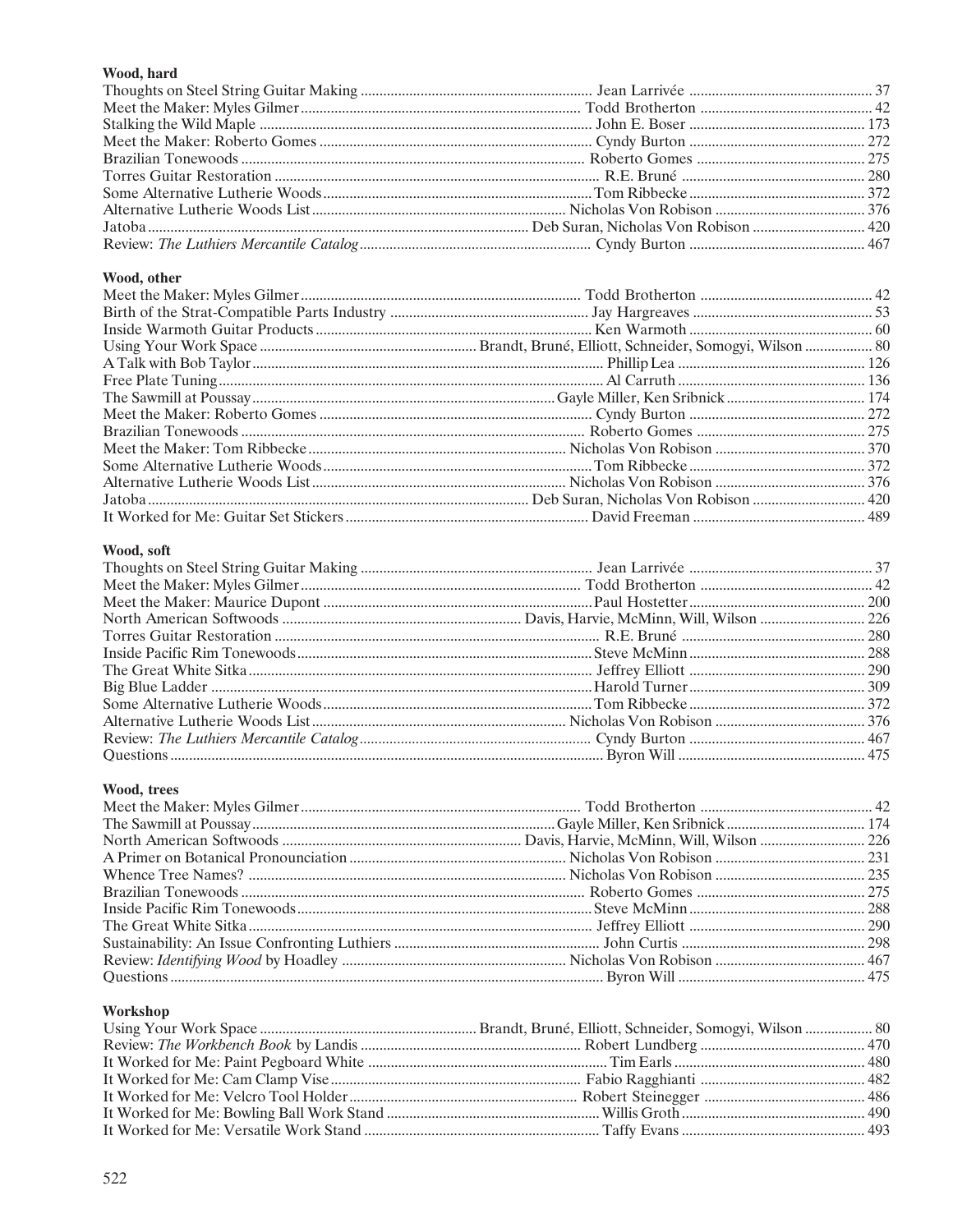**Wood, hard**

Thoughts on Steel String Guitar Making ........ Jean Larrivée ........ 37
Meet the Maker: Myles Gilmer ........ Todd Brotherton ........ 42
Stalking the Wild Maple ........ John E. Boser ........ 173
Meet the Maker: Roberto Gomes ........ Cyndy Burton ........ 272
Brazilian Tonewoods ........ Roberto Gomes ........ 275
Torres Guitar Restoration ........ R.E. Bruné ........ 280
Some Alternative Lutherie Woods ........ Tom Ribbecke ........ 372
Alternative Lutherie Woods List ........ Nicholas Von Robison ........ 376
Jatoba ........ Deb Suran, Nicholas Von Robison ........ 420
Review: *The Luthiers Mercantile Catalog* ........ Cyndy Burton ........ 467

**Wood, other**

Meet the Maker: Myles Gilmer ........ Todd Brotherton ........ 42
Birth of the Strat-Compatible Parts Industry ........ Jay Hargreaves ........ 53
Inside Warmoth Guitar Products ........ Ken Warmoth ........ 60
Using Your Work Space ........ Brandt, Bruné, Elliott, Schneider, Somogyi, Wilson ........ 80
A Talk with Bob Taylor ........ Phillip Lea ........ 126
Free Plate Tuning ........ Al Carruth ........ 136
The Sawmill at Poussay ........ Gayle Miller, Ken Sribnick ........ 174
Meet the Maker: Roberto Gomes ........ Cyndy Burton ........ 272
Brazilian Tonewoods ........ Roberto Gomes ........ 275
Meet the Maker: Tom Ribbecke ........ Nicholas Von Robison ........ 370
Some Alternative Lutherie Woods ........ Tom Ribbecke ........ 372
Alternative Lutherie Woods List ........ Nicholas Von Robison ........ 376
Jatoba ........ Deb Suran, Nicholas Von Robison ........ 420
It Worked for Me: Guitar Set Stickers ........ David Freeman ........ 489

**Wood, soft**

Thoughts on Steel String Guitar Making ........ Jean Larrivée ........ 37
Meet the Maker: Myles Gilmer ........ Todd Brotherton ........ 42
Meet the Maker: Maurice Dupont ........ Paul Hostetter ........ 200
North American Softwoods ........ Davis, Harvie, McMinn, Will, Wilson ........ 226
Torres Guitar Restoration ........ R.E. Bruné ........ 280
Inside Pacific Rim Tonewoods ........ Steve McMinn ........ 288
The Great White Sitka ........ Jeffrey Elliott ........ 290
Big Blue Ladder ........ Harold Turner ........ 309
Some Alternative Lutherie Woods ........ Tom Ribbecke ........ 372
Alternative Lutherie Woods List ........ Nicholas Von Robison ........ 376
Review: *The Luthiers Mercantile Catalog* ........ Cyndy Burton ........ 467
Questions ........ Byron Will ........ 475

**Wood, trees**

Meet the Maker: Myles Gilmer ........ Todd Brotherton ........ 42
The Sawmill at Poussay ........ Gayle Miller, Ken Sribnick ........ 174
North American Softwoods ........ Davis, Harvie, McMinn, Will, Wilson ........ 226
A Primer on Botanical Pronounciation ........ Nicholas Von Robison ........ 231
Whence Tree Names? ........ Nicholas Von Robison ........ 235
Brazilian Tonewoods ........ Roberto Gomes ........ 275
Inside Pacific Rim Tonewoods ........ Steve McMinn ........ 288
The Great White Sitka ........ Jeffrey Elliott ........ 290
Sustainability: An Issue Confronting Luthiers ........ John Curtis ........ 298
Review: *Identifying Wood* by Hoadley ........ Nicholas Von Robison ........ 467
Questions ........ Byron Will ........ 475

**Workshop**

Using Your Work Space ........ Brandt, Bruné, Elliott, Schneider, Somogyi, Wilson ........ 80
Review: *The Workbench Book* by Landis ........ Robert Lundberg ........ 470
It Worked for Me: Paint Pegboard White ........ Tim Earls ........ 480
It Worked for Me: Cam Clamp Vise ........ Fabio Ragghianti ........ 482
It Worked for Me: Velcro Tool Holder ........ Robert Steinegger ........ 486
It Worked for Me: Bowling Ball Work Stand ........ Willis Groth ........ 490
It Worked for Me: Versatile Work Stand ........ Taffy Evans ........ 493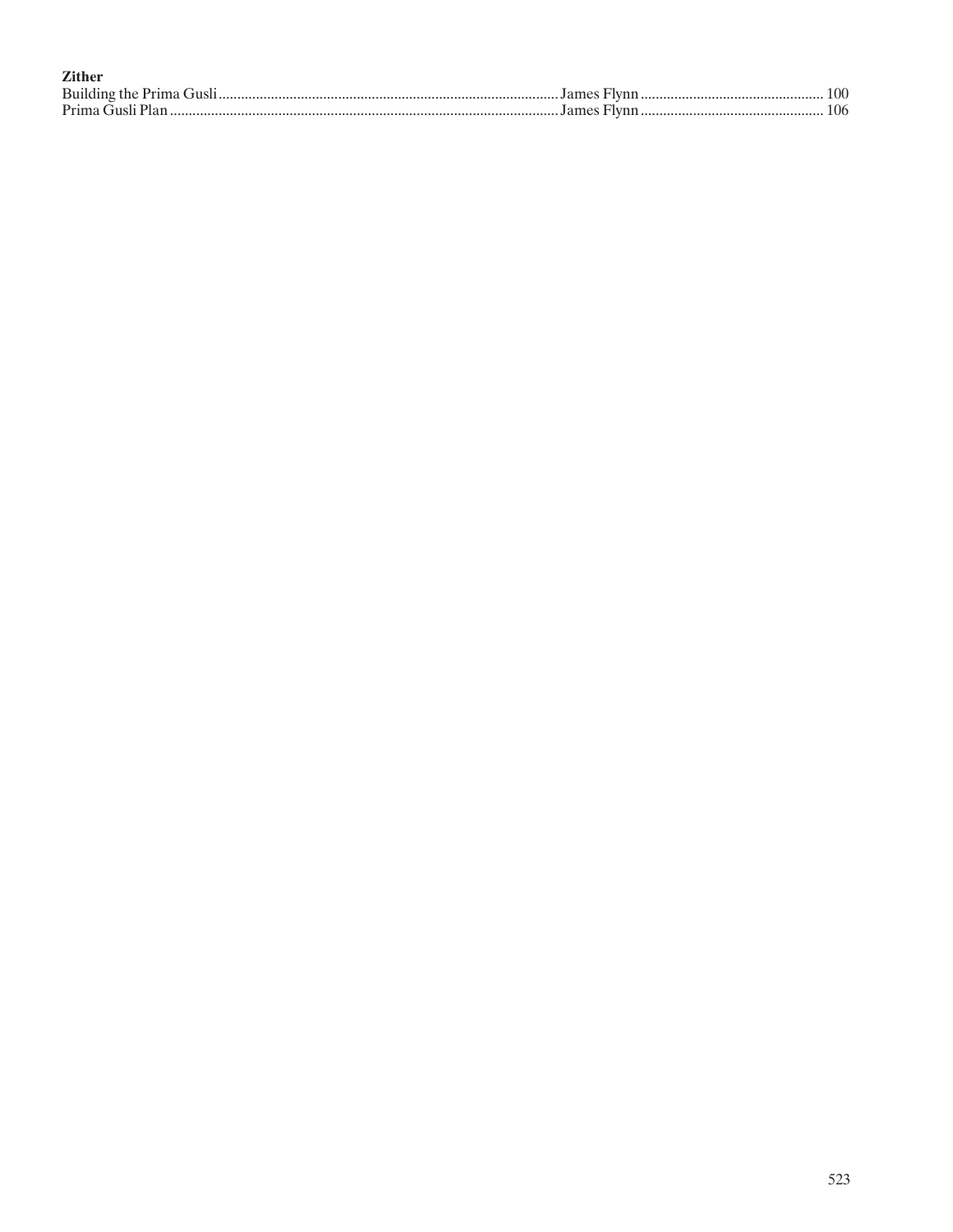**Zither**

| | | |
|---|---|---|
| Building the Prima Gusli | James Flynn | 100 |
| Prima Gusli Plan | James Flynn | 106 |